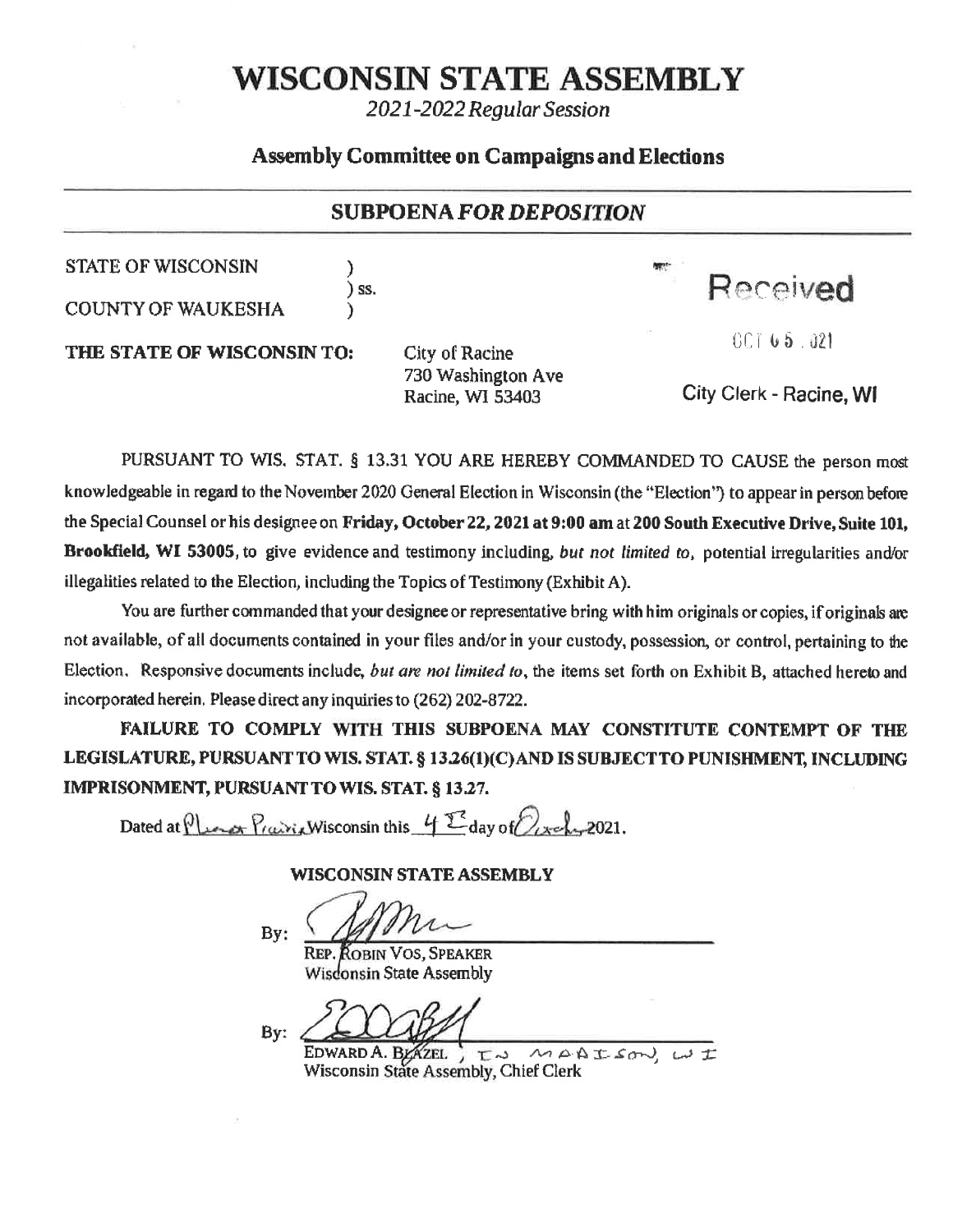# WISCONSIN STATE ASSEMBLY

*2021-2022 Regular Session*

## Assembly Committee on Campaigns and Elections

### SUBPOENA *FOR DEPOSITION*

STATE OF WISCONSIN )
) ss.
COUNTY OF WAUKESHA )

Received

OCT 05 2021

City Clerk - Racine, WI

**THE STATE OF WISCONSIN TO:** City of Racine
730 Washington Ave
Racine, WI 53403

PURSUANT TO WIS. STAT. § 13.31 YOU ARE HEREBY COMMANDED TO CAUSE the person most knowledgeable in regard to the November 2020 General Election in Wisconsin (the "Election") to appear in person before the Special Counsel or his designee on **Friday, October 22, 2021 at 9:00 am** at **200 South Executive Drive, Suite 101, Brookfield, WI 53005**, to give evidence and testimony including, *but not limited to*, potential irregularities and/or illegalities related to the Election, including the Topics of Testimony (Exhibit A).

You are further commanded that your designee or representative bring with him originals or copies, if originals are not available, of all documents contained in your files and/or in your custody, possession, or control, pertaining to the Election. Responsive documents include, *but are not limited to*, the items set forth on Exhibit B, attached hereto and incorporated herein. Please direct any inquiries to (262) 202-8722.

**FAILURE TO COMPLY WITH THIS SUBPOENA MAY CONSTITUTE CONTEMPT OF THE LEGISLATURE, PURSUANT TO WIS. STAT. § 13.26(1)(C) AND IS SUBJECT TO PUNISHMENT, INCLUDING IMPRISONMENT, PURSUANT TO WIS. STAT. § 13.27.**

Dated at Pleasant Prairie Wisconsin this 4th day of October 2021.

**WISCONSIN STATE ASSEMBLY**

By: ______________________
REP. ROBIN VOS, SPEAKER
Wisconsin State Assembly

By: ______________________
EDWARD A. BLAZEL , IN MADISON, WI
Wisconsin State Assembly, Chief Clerk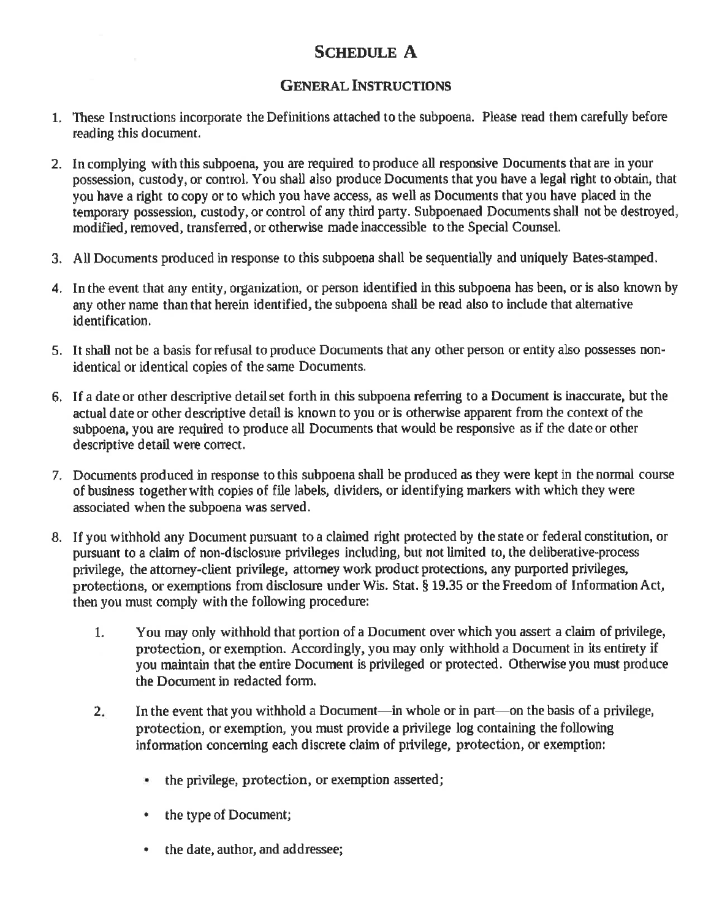# SCHEDULE A

## GENERAL INSTRUCTIONS

1. These Instructions incorporate the Definitions attached to the subpoena. Please read them carefully before reading this document.

2. In complying with this subpoena, you are required to produce all responsive Documents that are in your possession, custody, or control. You shall also produce Documents that you have a legal right to obtain, that you have a right to copy or to which you have access, as well as Documents that you have placed in the temporary possession, custody, or control of any third party. Subpoenaed Documents shall not be destroyed, modified, removed, transferred, or otherwise made inaccessible to the Special Counsel.

3. All Documents produced in response to this subpoena shall be sequentially and uniquely Bates-stamped.

4. In the event that any entity, organization, or person identified in this subpoena has been, or is also known by any other name than that herein identified, the subpoena shall be read also to include that alternative identification.

5. It shall not be a basis for refusal to produce Documents that any other person or entity also possesses non-identical or identical copies of the same Documents.

6. If a date or other descriptive detail set forth in this subpoena referring to a Document is inaccurate, but the actual date or other descriptive detail is known to you or is otherwise apparent from the context of the subpoena, you are required to produce all Documents that would be responsive as if the date or other descriptive detail were correct.

7. Documents produced in response to this subpoena shall be produced as they were kept in the normal course of business together with copies of file labels, dividers, or identifying markers with which they were associated when the subpoena was served.

8. If you withhold any Document pursuant to a claimed right protected by the state or federal constitution, or pursuant to a claim of non-disclosure privileges including, but not limited to, the deliberative-process privilege, the attorney-client privilege, attorney work product protections, any purported privileges, protections, or exemptions from disclosure under Wis. Stat. § 19.35 or the Freedom of Information Act, then you must comply with the following procedure:

    1. You may only withhold that portion of a Document over which you assert a claim of privilege, protection, or exemption. Accordingly, you may only withhold a Document in its entirety if you maintain that the entire Document is privileged or protected. Otherwise you must produce the Document in redacted form.

    2. In the event that you withhold a Document—in whole or in part—on the basis of a privilege, protection, or exemption, you must provide a privilege log containing the following information concerning each discrete claim of privilege, protection, or exemption:

        - the privilege, protection, or exemption asserted;
        - the type of Document;
        - the date, author, and addressee;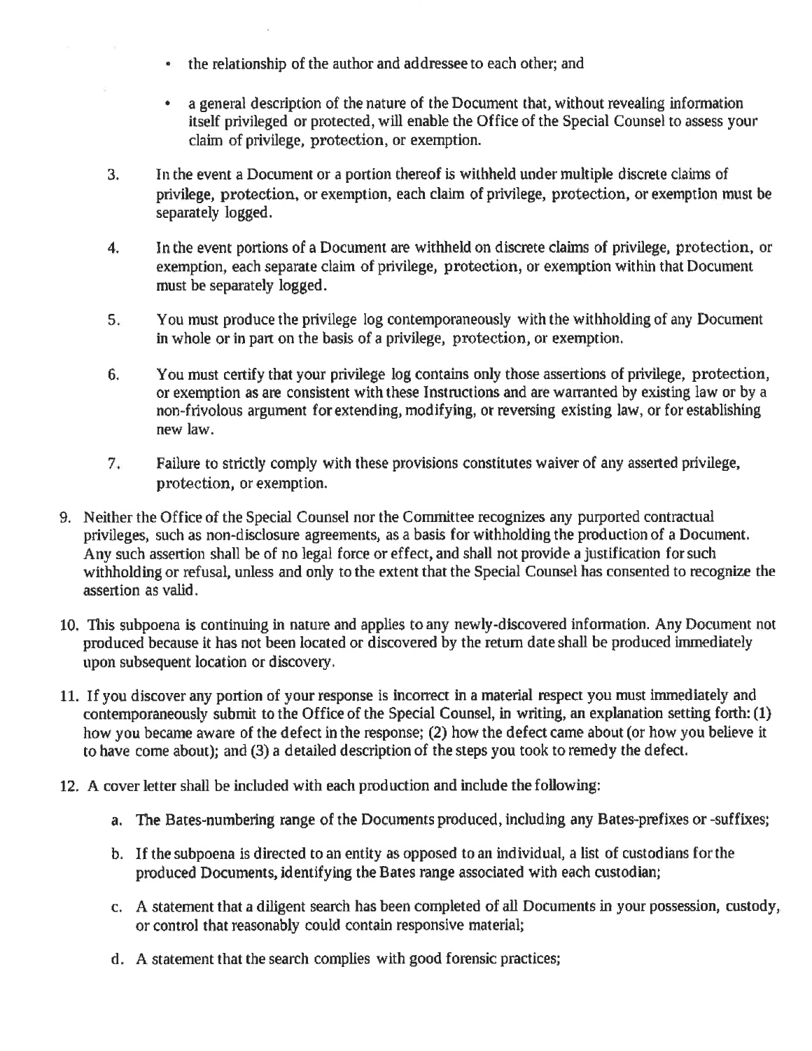- the relationship of the author and addressee to each other; and
- a general description of the nature of the Document that, without revealing information itself privileged or protected, will enable the Office of the Special Counsel to assess your claim of privilege, protection, or exemption.

3. In the event a Document or a portion thereof is withheld under multiple discrete claims of privilege, protection, or exemption, each claim of privilege, protection, or exemption must be separately logged.

4. In the event portions of a Document are withheld on discrete claims of privilege, protection, or exemption, each separate claim of privilege, protection, or exemption within that Document must be separately logged.

5. You must produce the privilege log contemporaneously with the withholding of any Document in whole or in part on the basis of a privilege, protection, or exemption.

6. You must certify that your privilege log contains only those assertions of privilege, protection, or exemption as are consistent with these Instructions and are warranted by existing law or by a non-frivolous argument for extending, modifying, or reversing existing law, or for establishing new law.

7. Failure to strictly comply with these provisions constitutes waiver of any asserted privilege, protection, or exemption.

9. Neither the Office of the Special Counsel nor the Committee recognizes any purported contractual privileges, such as non-disclosure agreements, as a basis for withholding the production of a Document. Any such assertion shall be of no legal force or effect, and shall not provide a justification for such withholding or refusal, unless and only to the extent that the Special Counsel has consented to recognize the assertion as valid.

10. This subpoena is continuing in nature and applies to any newly-discovered information. Any Document not produced because it has not been located or discovered by the return date shall be produced immediately upon subsequent location or discovery.

11. If you discover any portion of your response is incorrect in a material respect you must immediately and contemporaneously submit to the Office of the Special Counsel, in writing, an explanation setting forth: (1) how you became aware of the defect in the response; (2) how the defect came about (or how you believe it to have come about); and (3) a detailed description of the steps you took to remedy the defect.

12. A cover letter shall be included with each production and include the following:

    a. The Bates-numbering range of the Documents produced, including any Bates-prefixes or -suffixes;

    b. If the subpoena is directed to an entity as opposed to an individual, a list of custodians for the produced Documents, identifying the Bates range associated with each custodian;

    c. A statement that a diligent search has been completed of all Documents in your possession, custody, or control that reasonably could contain responsive material;

    d. A statement that the search complies with good forensic practices;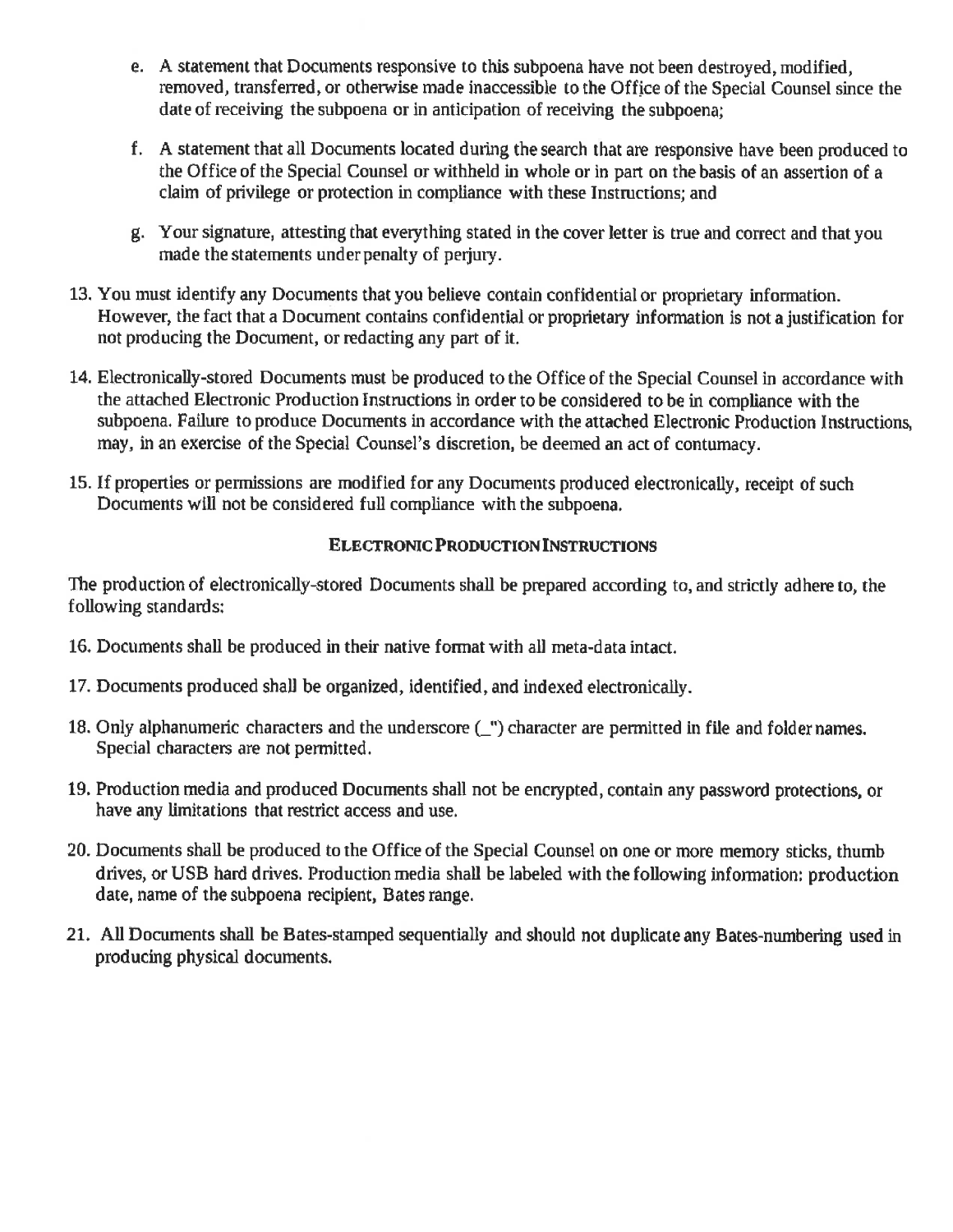e. A statement that Documents responsive to this subpoena have not been destroyed, modified, removed, transferred, or otherwise made inaccessible to the Office of the Special Counsel since the date of receiving the subpoena or in anticipation of receiving the subpoena;

f. A statement that all Documents located during the search that are responsive have been produced to the Office of the Special Counsel or withheld in whole or in part on the basis of an assertion of a claim of privilege or protection in compliance with these Instructions; and

g. Your signature, attesting that everything stated in the cover letter is true and correct and that you made the statements under penalty of perjury.

13. You must identify any Documents that you believe contain confidential or proprietary information. However, the fact that a Document contains confidential or proprietary information is not a justification for not producing the Document, or redacting any part of it.

14. Electronically-stored Documents must be produced to the Office of the Special Counsel in accordance with the attached Electronic Production Instructions in order to be considered to be in compliance with the subpoena. Failure to produce Documents in accordance with the attached Electronic Production Instructions, may, in an exercise of the Special Counsel's discretion, be deemed an act of contumacy.

15. If properties or permissions are modified for any Documents produced electronically, receipt of such Documents will not be considered full compliance with the subpoena.

## ELECTRONIC PRODUCTION INSTRUCTIONS

The production of electronically-stored Documents shall be prepared according to, and strictly adhere to, the following standards:

16. Documents shall be produced in their native format with all meta-data intact.

17. Documents produced shall be organized, identified, and indexed electronically.

18. Only alphanumeric characters and the underscore (_") character are permitted in file and folder names. Special characters are not permitted.

19. Production media and produced Documents shall not be encrypted, contain any password protections, or have any limitations that restrict access and use.

20. Documents shall be produced to the Office of the Special Counsel on one or more memory sticks, thumb drives, or USB hard drives. Production media shall be labeled with the following information: production date, name of the subpoena recipient, Bates range.

21. All Documents shall be Bates-stamped sequentially and should not duplicate any Bates-numbering used in producing physical documents.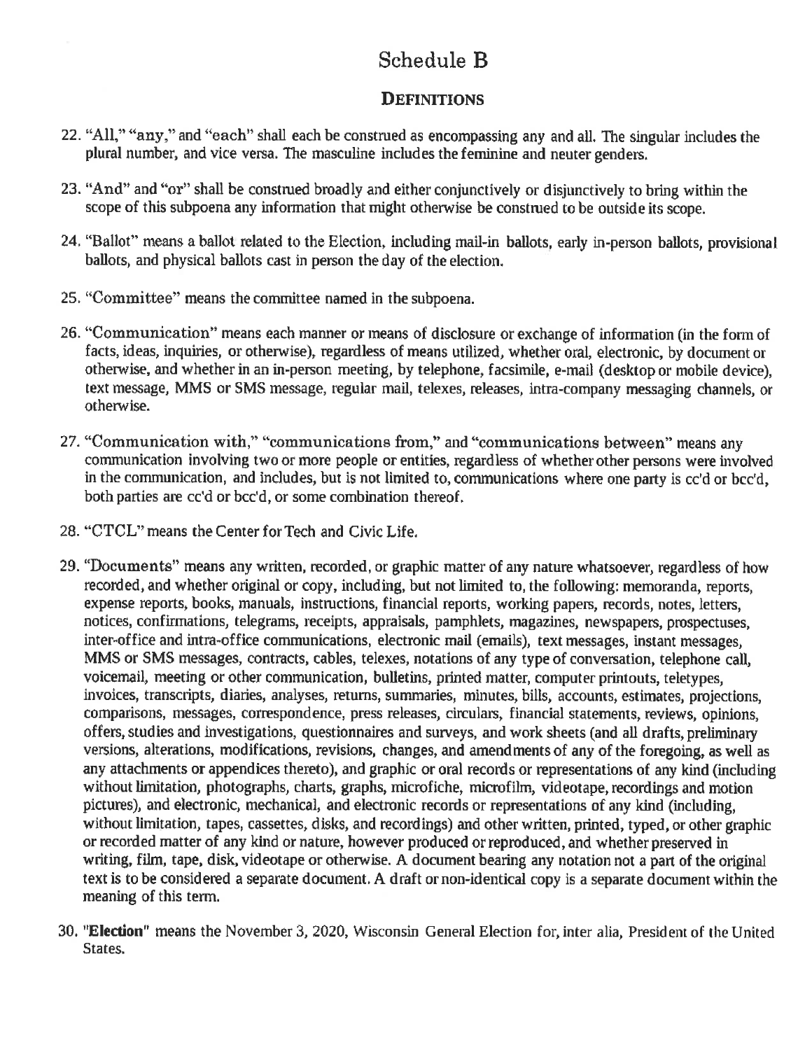# Schedule B

## DEFINITIONS

22. "All," "any," and "each" shall each be construed as encompassing any and all. The singular includes the plural number, and vice versa. The masculine includes the feminine and neuter genders.

23. "And" and "or" shall be construed broadly and either conjunctively or disjunctively to bring within the scope of this subpoena any information that might otherwise be construed to be outside its scope.

24. "Ballot" means a ballot related to the Election, including mail-in ballots, early in-person ballots, provisional ballots, and physical ballots cast in person the day of the election.

25. "Committee" means the committee named in the subpoena.

26. "Communication" means each manner or means of disclosure or exchange of information (in the form of facts, ideas, inquiries, or otherwise), regardless of means utilized, whether oral, electronic, by document or otherwise, and whether in an in-person meeting, by telephone, facsimile, e-mail (desktop or mobile device), text message, MMS or SMS message, regular mail, telexes, releases, intra-company messaging channels, or otherwise.

27. "Communication with," "communications from," and "communications between" means any communication involving two or more people or entities, regardless of whether other persons were involved in the communication, and includes, but is not limited to, communications where one party is cc'd or bcc'd, both parties are cc'd or bcc'd, or some combination thereof.

28. "CTCL" means the Center for Tech and Civic Life.

29. "Documents" means any written, recorded, or graphic matter of any nature whatsoever, regardless of how recorded, and whether original or copy, including, but not limited to, the following: memoranda, reports, expense reports, books, manuals, instructions, financial reports, working papers, records, notes, letters, notices, confirmations, telegrams, receipts, appraisals, pamphlets, magazines, newspapers, prospectuses, inter-office and intra-office communications, electronic mail (emails), text messages, instant messages, MMS or SMS messages, contracts, cables, telexes, notations of any type of conversation, telephone call, voicemail, meeting or other communication, bulletins, printed matter, computer printouts, teletypes, invoices, transcripts, diaries, analyses, returns, summaries, minutes, bills, accounts, estimates, projections, comparisons, messages, correspondence, press releases, circulars, financial statements, reviews, opinions, offers, studies and investigations, questionnaires and surveys, and work sheets (and all drafts, preliminary versions, alterations, modifications, revisions, changes, and amendments of any of the foregoing, as well as any attachments or appendices thereto), and graphic or oral records or representations of any kind (including without limitation, photographs, charts, graphs, microfiche, microfilm, videotape, recordings and motion pictures), and electronic, mechanical, and electronic records or representations of any kind (including, without limitation, tapes, cassettes, disks, and recordings) and other written, printed, typed, or other graphic or recorded matter of any kind or nature, however produced or reproduced, and whether preserved in writing, film, tape, disk, videotape or otherwise. A document bearing any notation not a part of the original text is to be considered a separate document. A draft or non-identical copy is a separate document within the meaning of this term.

30. "**Election**" means the November 3, 2020, Wisconsin General Election for, inter alia, President of the United States.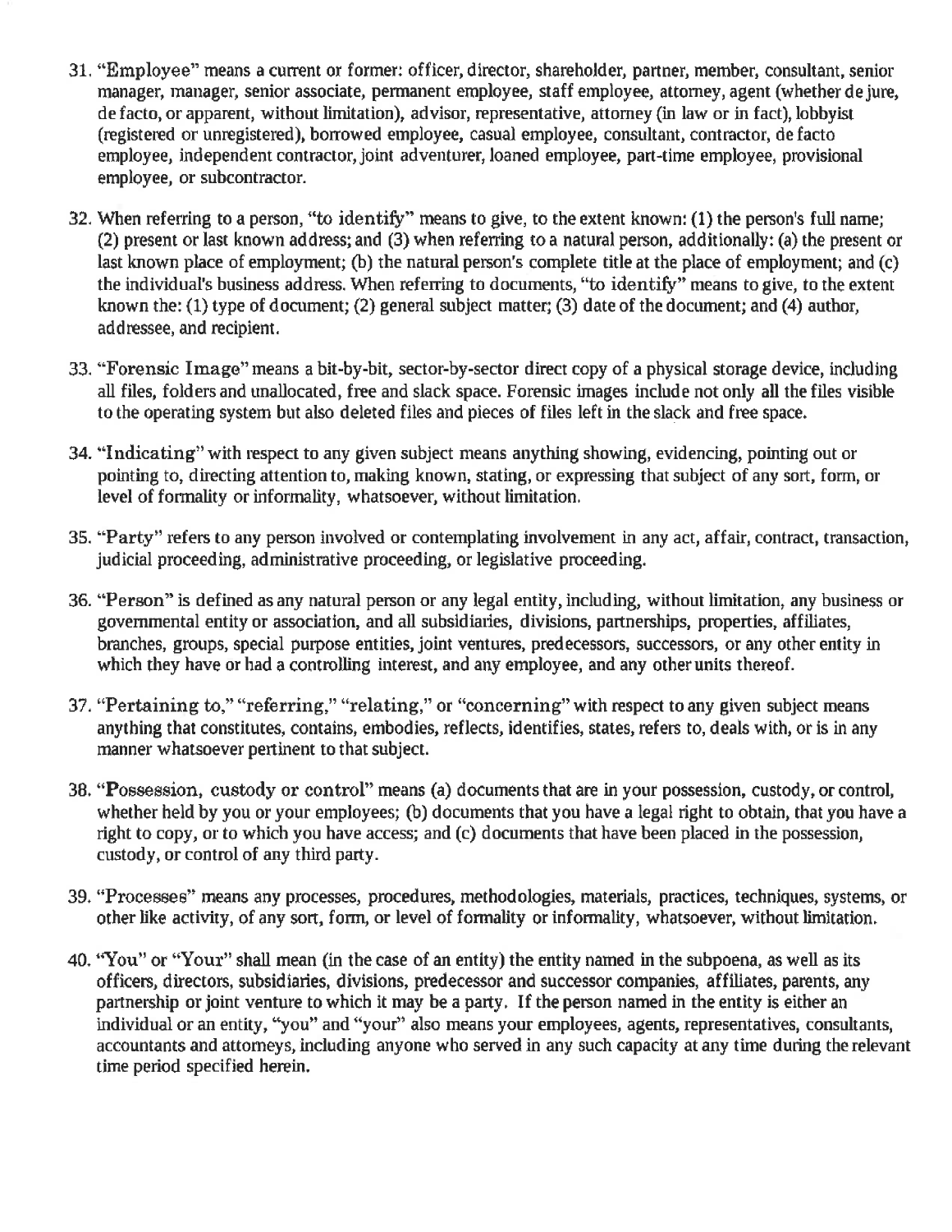31. "Employee" means a current or former: officer, director, shareholder, partner, member, consultant, senior manager, manager, senior associate, permanent employee, staff employee, attorney, agent (whether de jure, de facto, or apparent, without limitation), advisor, representative, attorney (in law or in fact), lobbyist (registered or unregistered), borrowed employee, casual employee, consultant, contractor, de facto employee, independent contractor, joint adventurer, loaned employee, part-time employee, provisional employee, or subcontractor.

32. When referring to a person, "to identify" means to give, to the extent known: (1) the person's full name; (2) present or last known address; and (3) when referring to a natural person, additionally: (a) the present or last known place of employment; (b) the natural person's complete title at the place of employment; and (c) the individual's business address. When referring to documents, "to identify" means to give, to the extent known the: (1) type of document; (2) general subject matter; (3) date of the document; and (4) author, addressee, and recipient.

33. "Forensic Image" means a bit-by-bit, sector-by-sector direct copy of a physical storage device, including all files, folders and unallocated, free and slack space. Forensic images include not only all the files visible to the operating system but also deleted files and pieces of files left in the slack and free space.

34. "Indicating" with respect to any given subject means anything showing, evidencing, pointing out or pointing to, directing attention to, making known, stating, or expressing that subject of any sort, form, or level of formality or informality, whatsoever, without limitation.

35. "Party" refers to any person involved or contemplating involvement in any act, affair, contract, transaction, judicial proceeding, administrative proceeding, or legislative proceeding.

36. "Person" is defined as any natural person or any legal entity, including, without limitation, any business or governmental entity or association, and all subsidiaries, divisions, partnerships, properties, affiliates, branches, groups, special purpose entities, joint ventures, predecessors, successors, or any other entity in which they have or had a controlling interest, and any employee, and any other units thereof.

37. "Pertaining to," "referring," "relating," or "concerning" with respect to any given subject means anything that constitutes, contains, embodies, reflects, identifies, states, refers to, deals with, or is in any manner whatsoever pertinent to that subject.

38. "Possession, custody or control" means (a) documents that are in your possession, custody, or control, whether held by you or your employees; (b) documents that you have a legal right to obtain, that you have a right to copy, or to which you have access; and (c) documents that have been placed in the possession, custody, or control of any third party.

39. "Processes" means any processes, procedures, methodologies, materials, practices, techniques, systems, or other like activity, of any sort, form, or level of formality or informality, whatsoever, without limitation.

40. "You" or "Your" shall mean (in the case of an entity) the entity named in the subpoena, as well as its officers, directors, subsidiaries, divisions, predecessor and successor companies, affiliates, parents, any partnership or joint venture to which it may be a party. If the person named in the entity is either an individual or an entity, "you" and "your" also means your employees, agents, representatives, consultants, accountants and attorneys, including anyone who served in any such capacity at any time during the relevant time period specified herein.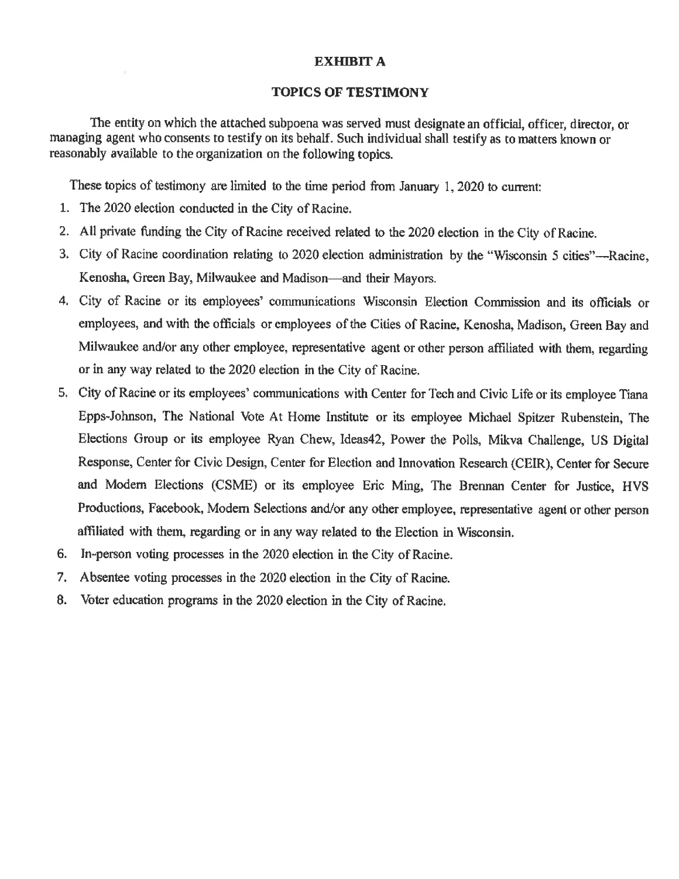# EXHIBIT A

## TOPICS OF TESTIMONY

The entity on which the attached subpoena was served must designate an official, officer, director, or managing agent who consents to testify on its behalf. Such individual shall testify as to matters known or reasonably available to the organization on the following topics.

These topics of testimony are limited to the time period from January 1, 2020 to current:

1. The 2020 election conducted in the City of Racine.
2. All private funding the City of Racine received related to the 2020 election in the City of Racine.
3. City of Racine coordination relating to 2020 election administration by the "Wisconsin 5 cities"—Racine, Kenosha, Green Bay, Milwaukee and Madison—and their Mayors.
4. City of Racine or its employees' communications Wisconsin Election Commission and its officials or employees, and with the officials or employees of the Cities of Racine, Kenosha, Madison, Green Bay and Milwaukee and/or any other employee, representative agent or other person affiliated with them, regarding or in any way related to the 2020 election in the City of Racine.
5. City of Racine or its employees' communications with Center for Tech and Civic Life or its employee Tiana Epps-Johnson, The National Vote At Home Institute or its employee Michael Spitzer Rubenstein, The Elections Group or its employee Ryan Chew, Ideas42, Power the Polls, Mikva Challenge, US Digital Response, Center for Civic Design, Center for Election and Innovation Research (CEIR), Center for Secure and Modern Elections (CSME) or its employee Eric Ming, The Brennan Center for Justice, HVS Productions, Facebook, Modern Selections and/or any other employee, representative agent or other person affiliated with them, regarding or in any way related to the Election in Wisconsin.
6. In-person voting processes in the 2020 election in the City of Racine.
7. Absentee voting processes in the 2020 election in the City of Racine.
8. Voter education programs in the 2020 election in the City of Racine.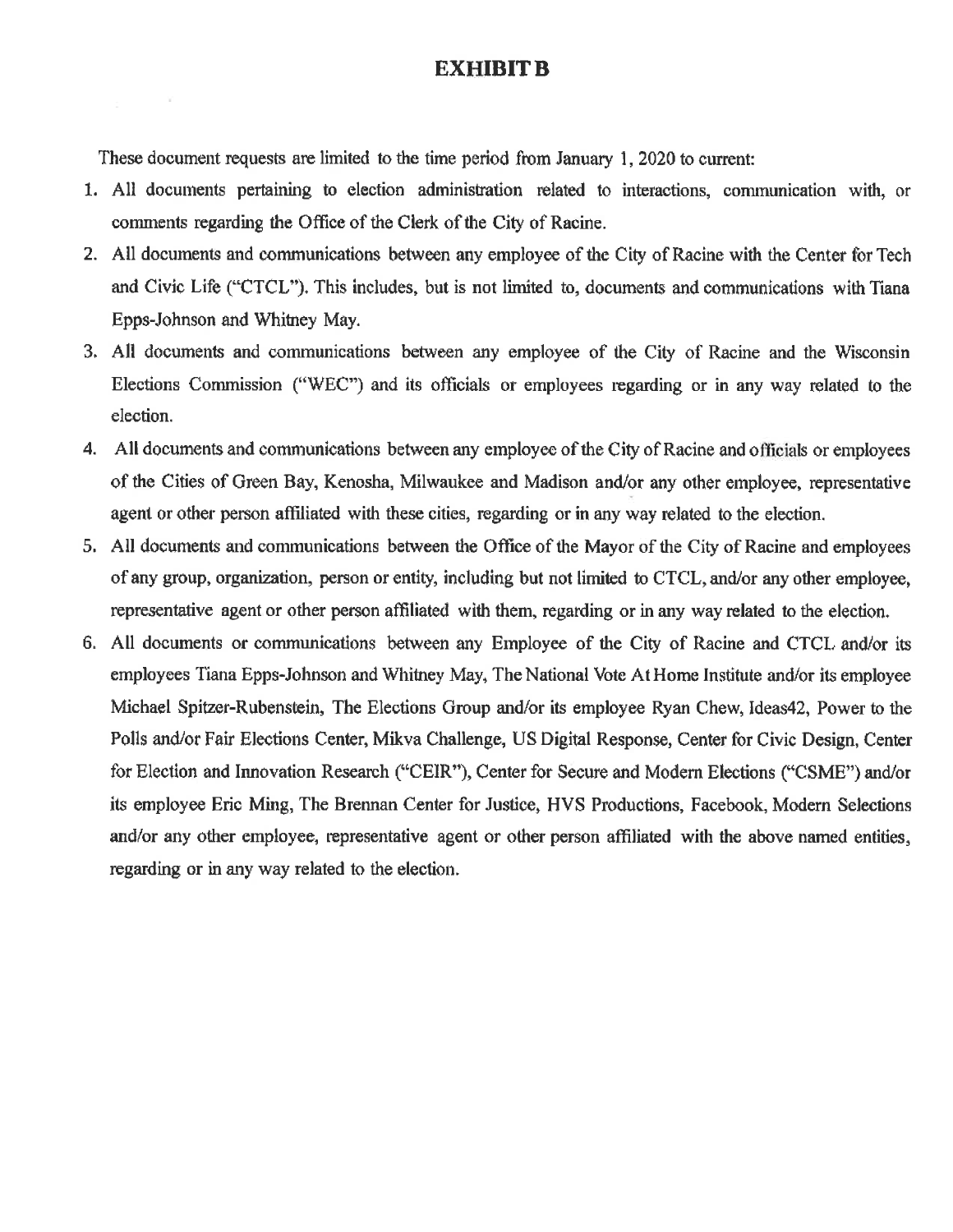# EXHIBIT B

These document requests are limited to the time period from January 1, 2020 to current:

1. All documents pertaining to election administration related to interactions, communication with, or comments regarding the Office of the Clerk of the City of Racine.
2. All documents and communications between any employee of the City of Racine with the Center for Tech and Civic Life ("CTCL"). This includes, but is not limited to, documents and communications with Tiana Epps-Johnson and Whitney May.
3. All documents and communications between any employee of the City of Racine and the Wisconsin Elections Commission ("WEC") and its officials or employees regarding or in any way related to the election.
4. All documents and communications between any employee of the City of Racine and officials or employees of the Cities of Green Bay, Kenosha, Milwaukee and Madison and/or any other employee, representative agent or other person affiliated with these cities, regarding or in any way related to the election.
5. All documents and communications between the Office of the Mayor of the City of Racine and employees of any group, organization, person or entity, including but not limited to CTCL, and/or any other employee, representative agent or other person affiliated with them, regarding or in any way related to the election.
6. All documents or communications between any Employee of the City of Racine and CTCL and/or its employees Tiana Epps-Johnson and Whitney May, The National Vote At Home Institute and/or its employee Michael Spitzer-Rubenstein, The Elections Group and/or its employee Ryan Chew, Ideas42, Power to the Polls and/or Fair Elections Center, Mikva Challenge, US Digital Response, Center for Civic Design, Center for Election and Innovation Research ("CEIR"), Center for Secure and Modern Elections ("CSME") and/or its employee Eric Ming, The Brennan Center for Justice, HVS Productions, Facebook, Modern Selections and/or any other employee, representative agent or other person affiliated with the above named entities, regarding or in any way related to the election.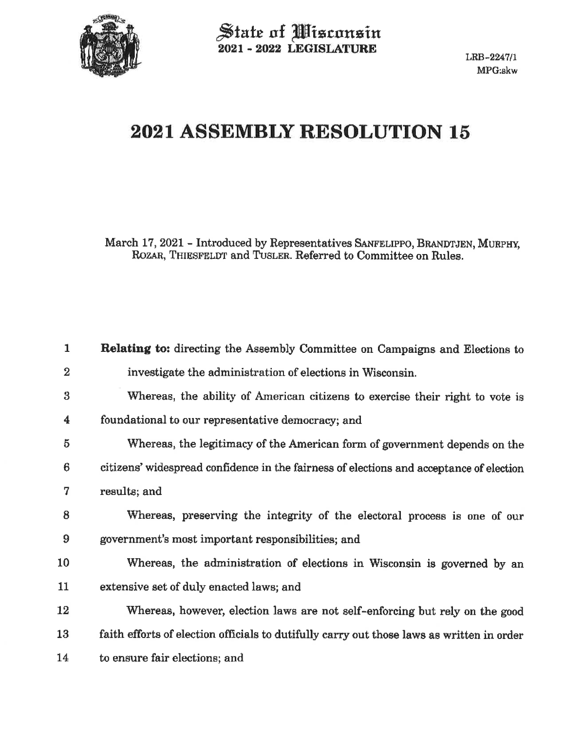State of Wisconsin
**2021 - 2022 LEGISLATURE**

LRB-2247/1
MPG:skw

# 2021 ASSEMBLY RESOLUTION 15

March 17, 2021 - Introduced by Representatives SANFELIPPO, BRANDTJEN, MURPHY, ROZAR, THIESFELDT and TUSLER. Referred to Committee on Rules.

1 **Relating to:** directing the Assembly Committee on Campaigns and Elections to
2 investigate the administration of elections in Wisconsin.

3 Whereas, the ability of American citizens to exercise their right to vote is
4 foundational to our representative democracy; and

5 Whereas, the legitimacy of the American form of government depends on the
6 citizens' widespread confidence in the fairness of elections and acceptance of election
7 results; and

8 Whereas, preserving the integrity of the electoral process is one of our
9 government's most important responsibilities; and

10 Whereas, the administration of elections in Wisconsin is governed by an
11 extensive set of duly enacted laws; and

12 Whereas, however, election laws are not self-enforcing but rely on the good
13 faith efforts of election officials to dutifully carry out those laws as written in order
14 to ensure fair elections; and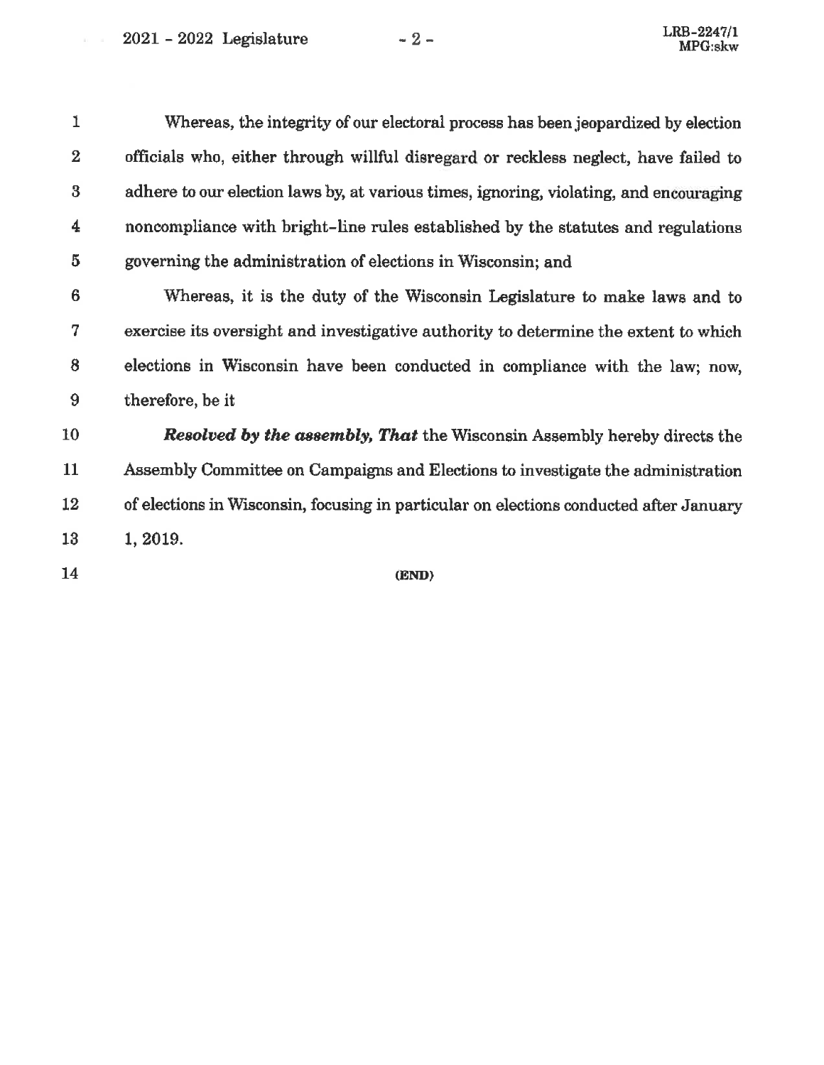Whereas, the integrity of our electoral process has been jeopardized by election officials who, either through willful disregard or reckless neglect, have failed to adhere to our election laws by, at various times, ignoring, violating, and encouraging noncompliance with bright-line rules established by the statutes and regulations governing the administration of elections in Wisconsin; and

Whereas, it is the duty of the Wisconsin Legislature to make laws and to exercise its oversight and investigative authority to determine the extent to which elections in Wisconsin have been conducted in compliance with the law; now, therefore, be it

***Resolved by the assembly, That*** the Wisconsin Assembly hereby directs the Assembly Committee on Campaigns and Elections to investigate the administration of elections in Wisconsin, focusing in particular on elections conducted after January 1, 2019.

(END)